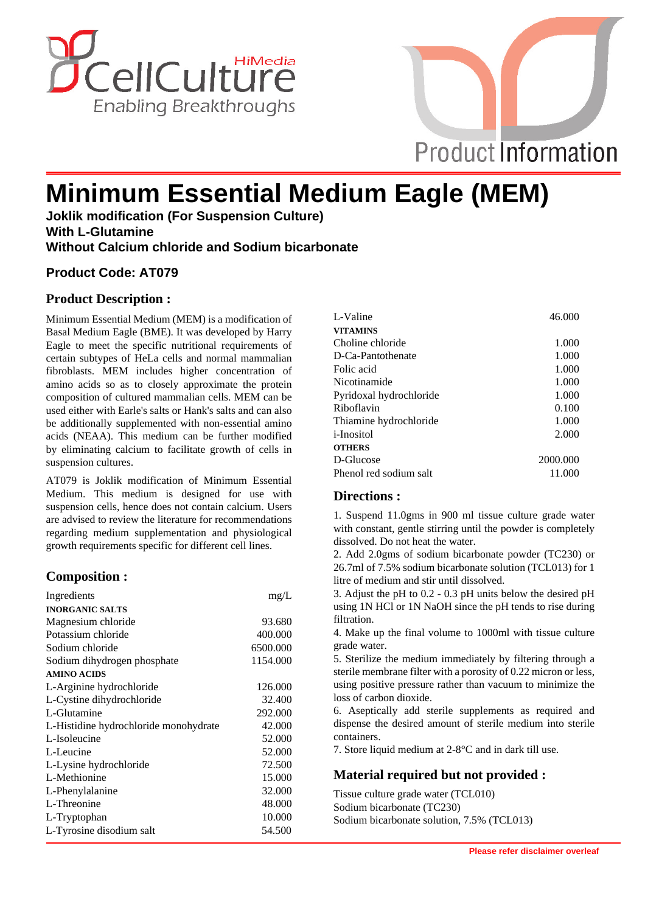# Minimum Essential Medium Eagle (MEM)

**Joklik modification (For Suspension Culture)**
**With L-Glutamine**
**Without Calcium chloride and Sodium bicarbonate**

**Product Code: AT079**

## Product Description :

Minimum Essential Medium (MEM) is a modification of Basal Medium Eagle (BME). It was developed by Harry Eagle to meet the specific nutritional requirements of certain subtypes of HeLa cells and normal mammalian fibroblasts. MEM includes higher concentration of amino acids so as to closely approximate the protein composition of cultured mammalian cells. MEM can be used either with Earle's salts or Hank's salts and can also be additionally supplemented with non-essential amino acids (NEAA). This medium can be further modified by eliminating calcium to facilitate growth of cells in suspension cultures.

AT079 is Joklik modification of Minimum Essential Medium. This medium is designed for use with suspension cells, hence does not contain calcium. Users are advised to review the literature for recommendations regarding medium supplementation and physiological growth requirements specific for different cell lines.

## Composition :

| Ingredients | mg/L |
|---|---|
| **INORGANIC SALTS** | |
| Magnesium chloride | 93.680 |
| Potassium chloride | 400.000 |
| Sodium chloride | 6500.000 |
| Sodium dihydrogen phosphate | 1154.000 |
| **AMINO ACIDS** | |
| L-Arginine hydrochloride | 126.000 |
| L-Cystine dihydrochloride | 32.400 |
| L-Glutamine | 292.000 |
| L-Histidine hydrochloride monohydrate | 42.000 |
| L-Isoleucine | 52.000 |
| L-Leucine | 52.000 |
| L-Lysine hydrochloride | 72.500 |
| L-Methionine | 15.000 |
| L-Phenylalanine | 32.000 |
| L-Threonine | 48.000 |
| L-Tryptophan | 10.000 |
| L-Tyrosine disodium salt | 54.500 |
| L-Valine | 46.000 |
| **VITAMINS** | |
| Choline chloride | 1.000 |
| D-Ca-Pantothenate | 1.000 |
| Folic acid | 1.000 |
| Nicotinamide | 1.000 |
| Pyridoxal hydrochloride | 1.000 |
| Riboflavin | 0.100 |
| Thiamine hydrochloride | 1.000 |
| i-Inositol | 2.000 |
| **OTHERS** | |
| D-Glucose | 2000.000 |
| Phenol red sodium salt | 11.000 |

## Directions :

1. Suspend 11.0gms in 900 ml tissue culture grade water with constant, gentle stirring until the powder is completely dissolved. Do not heat the water.
2. Add 2.0gms of sodium bicarbonate powder (TC230) or 26.7ml of 7.5% sodium bicarbonate solution (TCL013) for 1 litre of medium and stir until dissolved.
3. Adjust the pH to 0.2 - 0.3 pH units below the desired pH using 1N HCl or 1N NaOH since the pH tends to rise during filtration.
4. Make up the final volume to 1000ml with tissue culture grade water.
5. Sterilize the medium immediately by filtering through a sterile membrane filter with a porosity of 0.22 micron or less, using positive pressure rather than vacuum to minimize the loss of carbon dioxide.
6. Aseptically add sterile supplements as required and dispense the desired amount of sterile medium into sterile containers.
7. Store liquid medium at 2-8°C and in dark till use.

## Material required but not provided :

Tissue culture grade water (TCL010)
Sodium bicarbonate (TC230)
Sodium bicarbonate solution, 7.5% (TCL013)

**Please refer disclaimer overleaf**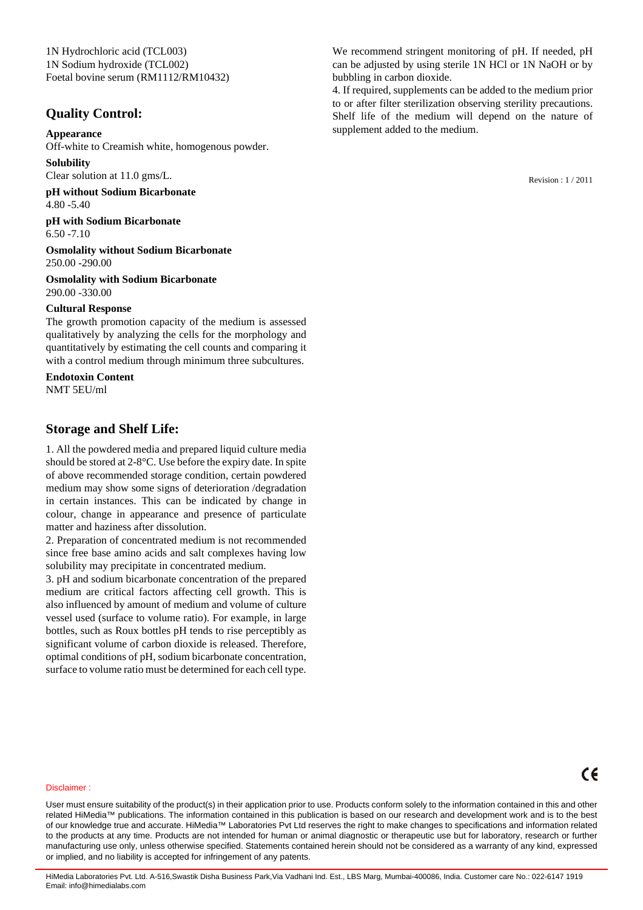1N Hydrochloric acid (TCL003)
1N Sodium hydroxide (TCL002)
Foetal bovine serum (RM1112/RM10432)

## Quality Control:

**Appearance**
Off-white to Creamish white, homogenous powder.

**Solubility**
Clear solution at 11.0 gms/L.

**pH without Sodium Bicarbonate**
4.80 -5.40

**pH with Sodium Bicarbonate**
6.50 -7.10

**Osmolality without Sodium Bicarbonate**
250.00 -290.00

**Osmolality with Sodium Bicarbonate**
290.00 -330.00

**Cultural Response**
The growth promotion capacity of the medium is assessed qualitatively by analyzing the cells for the morphology and quantitatively by estimating the cell counts and comparing it with a control medium through minimum three subcultures.

**Endotoxin Content**
NMT 5EU/ml

## Storage and Shelf Life:

1. All the powdered media and prepared liquid culture media should be stored at 2-8°C. Use before the expiry date. In spite of above recommended storage condition, certain powdered medium may show some signs of deterioration /degradation in certain instances. This can be indicated by change in colour, change in appearance and presence of particulate matter and haziness after dissolution.
2. Preparation of concentrated medium is not recommended since free base amino acids and salt complexes having low solubility may precipitate in concentrated medium.
3. pH and sodium bicarbonate concentration of the prepared medium are critical factors affecting cell growth. This is also influenced by amount of medium and volume of culture vessel used (surface to volume ratio). For example, in large bottles, such as Roux bottles pH tends to rise perceptibly as significant volume of carbon dioxide is released. Therefore, optimal conditions of pH, sodium bicarbonate concentration, surface to volume ratio must be determined for each cell type. We recommend stringent monitoring of pH. If needed, pH can be adjusted by using sterile 1N HCl or 1N NaOH or by bubbling in carbon dioxide.
4. If required, supplements can be added to the medium prior to or after filter sterilization observing sterility precautions. Shelf life of the medium will depend on the nature of supplement added to the medium.

Revision : 1 / 2011

CE

Disclaimer :

User must ensure suitability of the product(s) in their application prior to use. Products conform solely to the information contained in this and other related HiMedia™ publications. The information contained in this publication is based on our research and development work and is to the best of our knowledge true and accurate. HiMedia™ Laboratories Pvt Ltd reserves the right to make changes to specifications and information related to the products at any time. Products are not intended for human or animal diagnostic or therapeutic use but for laboratory, research or further manufacturing use only, unless otherwise specified. Statements contained herein should not be considered as a warranty of any kind, expressed or implied, and no liability is accepted for infringement of any patents.

HiMedia Laboratories Pvt. Ltd. A-516,Swastik Disha Business Park,Via Vadhani Ind. Est., LBS Marg, Mumbai-400086, India. Customer care No.: 022-6147 1919 Email: info@himedialabs.com